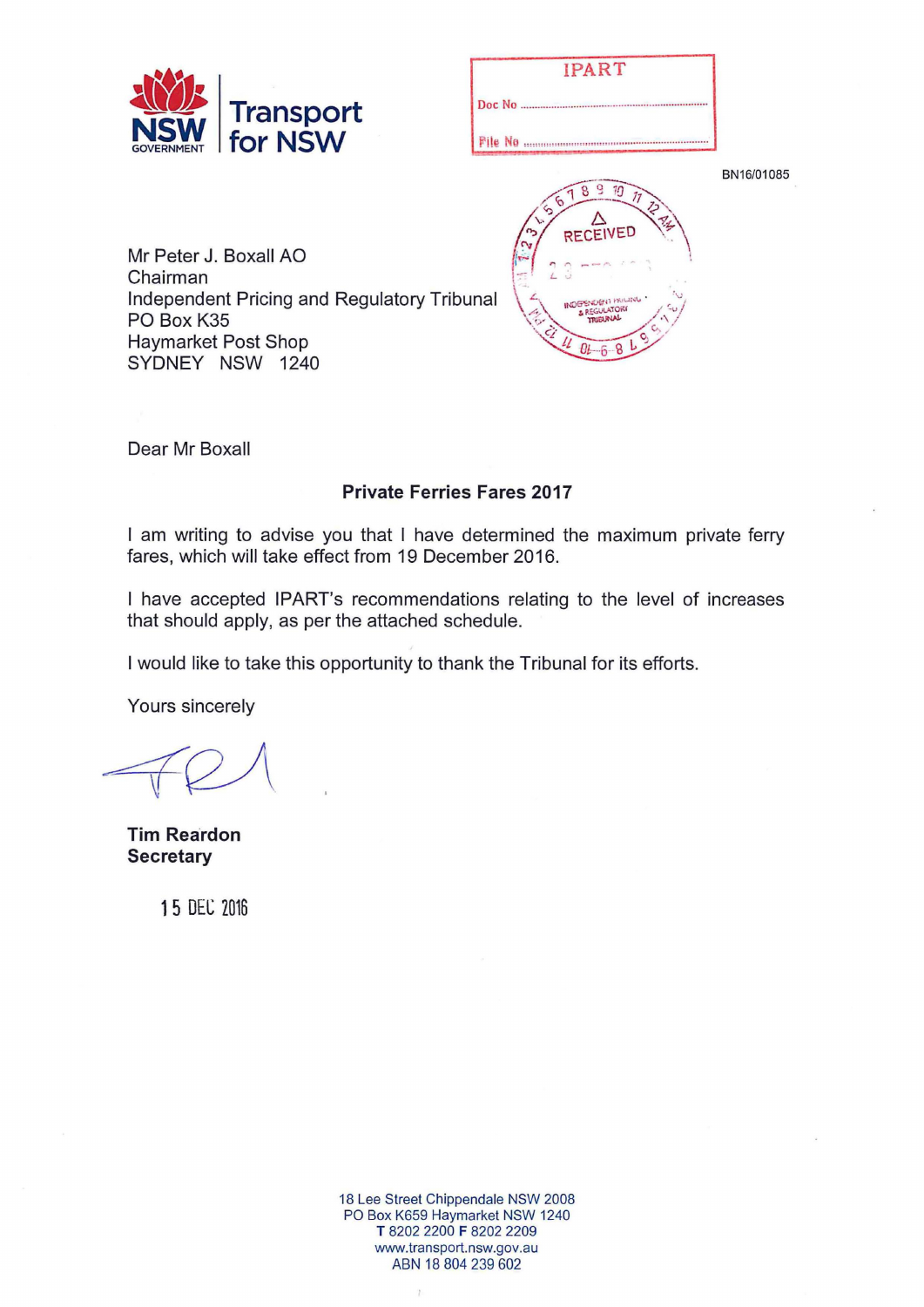Transport for NSW

IPART

Doc No ..........

File No ..........

BN16/01085

RECEIVED

Mr Peter J. Boxall AO
Chairman
Independent Pricing and Regulatory Tribunal
PO Box K35
Haymarket Post Shop
SYDNEY NSW 1240

Dear Mr Boxall

**Private Ferries Fares 2017**

I am writing to advise you that I have determined the maximum private ferry fares, which will take effect from 19 December 2016.

I have accepted IPART's recommendations relating to the level of increases that should apply, as per the attached schedule.

I would like to take this opportunity to thank the Tribunal for its efforts.

Yours sincerely

**Tim Reardon**
**Secretary**

15 DEC 2016

18 Lee Street Chippendale NSW 2008
PO Box K659 Haymarket NSW 1240
**T** 8202 2200 **F** 8202 2209
www.transport.nsw.gov.au
ABN 18 804 239 602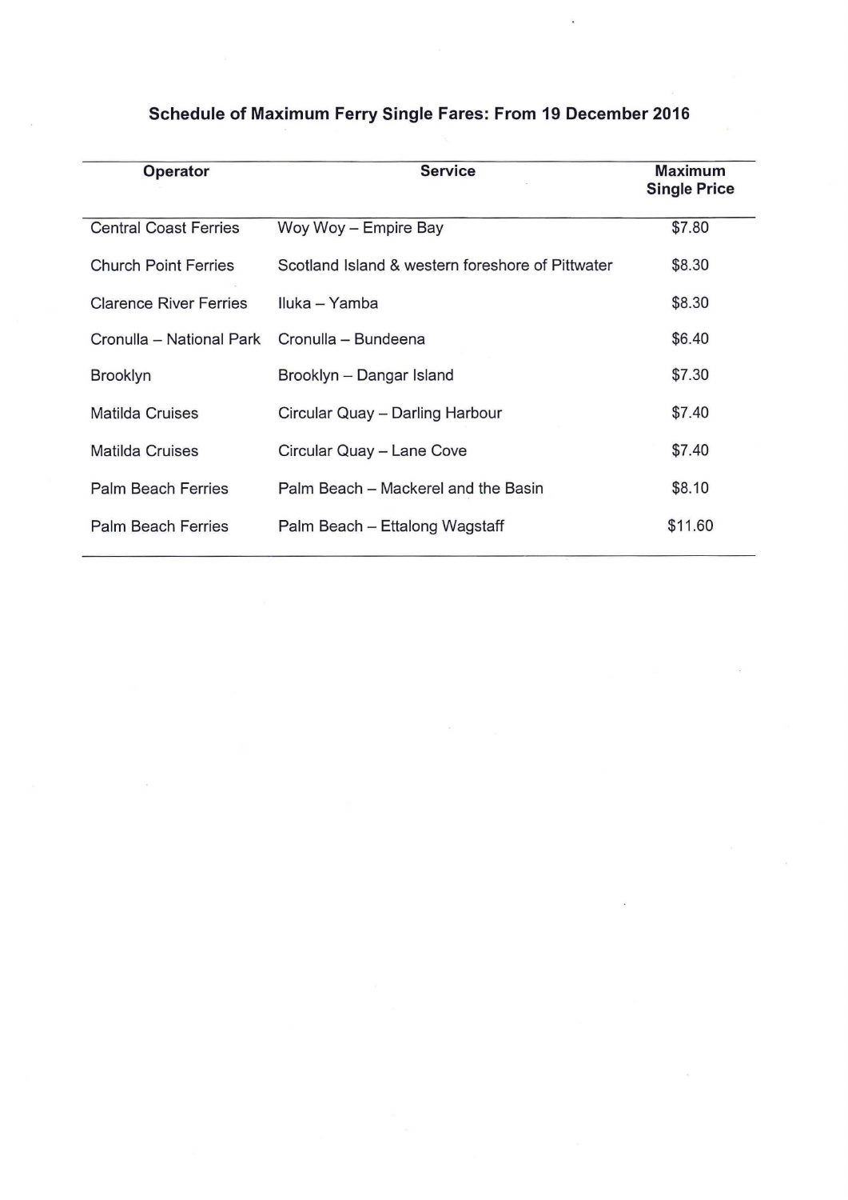## Schedule of Maximum Ferry Single Fares: From 19 December 2016

| Operator | Service | Maximum Single Price |
| --- | --- | --- |
| Central Coast Ferries | Woy Woy – Empire Bay | $7.80 |
| Church Point Ferries | Scotland Island & western foreshore of Pittwater | $8.30 |
| Clarence River Ferries | Iluka – Yamba | $8.30 |
| Cronulla – National Park | Cronulla – Bundeena | $6.40 |
| Brooklyn | Brooklyn – Dangar Island | $7.30 |
| Matilda Cruises | Circular Quay – Darling Harbour | $7.40 |
| Matilda Cruises | Circular Quay – Lane Cove | $7.40 |
| Palm Beach Ferries | Palm Beach – Mackerel and the Basin | $8.10 |
| Palm Beach Ferries | Palm Beach – Ettalong Wagstaff | $11.60 |